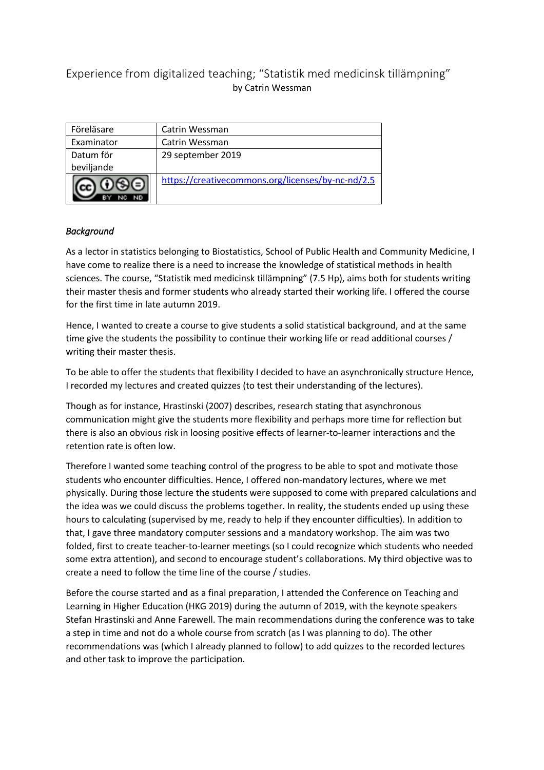# Experience from digitalized teaching; "Statistik med medicinsk tillämpning"

by Catrin Wessman

| Föreläsare | Catrin Wessman |
| --- | --- |
| Examinator | Catrin Wessman |
| Datum för beviljande | 29 september 2019 |
| CC BY NC ND | https://creativecommons.org/licenses/by-nc-nd/2.5 |

*Background*

As a lector in statistics belonging to Biostatistics, School of Public Health and Community Medicine, I have come to realize there is a need to increase the knowledge of statistical methods in health sciences. The course, "Statistik med medicinsk tillämpning" (7.5 Hp), aims both for students writing their master thesis and former students who already started their working life. I offered the course for the first time in late autumn 2019.

Hence, I wanted to create a course to give students a solid statistical background, and at the same time give the students the possibility to continue their working life or read additional courses / writing their master thesis.

To be able to offer the students that flexibility I decided to have an asynchronically structure Hence, I recorded my lectures and created quizzes (to test their understanding of the lectures).

Though as for instance, Hrastinski (2007) describes, research stating that asynchronous communication might give the students more flexibility and perhaps more time for reflection but there is also an obvious risk in loosing positive effects of learner-to-learner interactions and the retention rate is often low.

Therefore I wanted some teaching control of the progress to be able to spot and motivate those students who encounter difficulties. Hence, I offered non-mandatory lectures, where we met physically. During those lecture the students were supposed to come with prepared calculations and the idea was we could discuss the problems together. In reality, the students ended up using these hours to calculating (supervised by me, ready to help if they encounter difficulties). In addition to that, I gave three mandatory computer sessions and a mandatory workshop. The aim was two folded, first to create teacher-to-learner meetings (so I could recognize which students who needed some extra attention), and second to encourage student's collaborations. My third objective was to create a need to follow the time line of the course / studies.

Before the course started and as a final preparation, I attended the Conference on Teaching and Learning in Higher Education (HKG 2019) during the autumn of 2019, with the keynote speakers Stefan Hrastinski and Anne Farewell. The main recommendations during the conference was to take a step in time and not do a whole course from scratch (as I was planning to do). The other recommendations was (which I already planned to follow) to add quizzes to the recorded lectures and other task to improve the participation.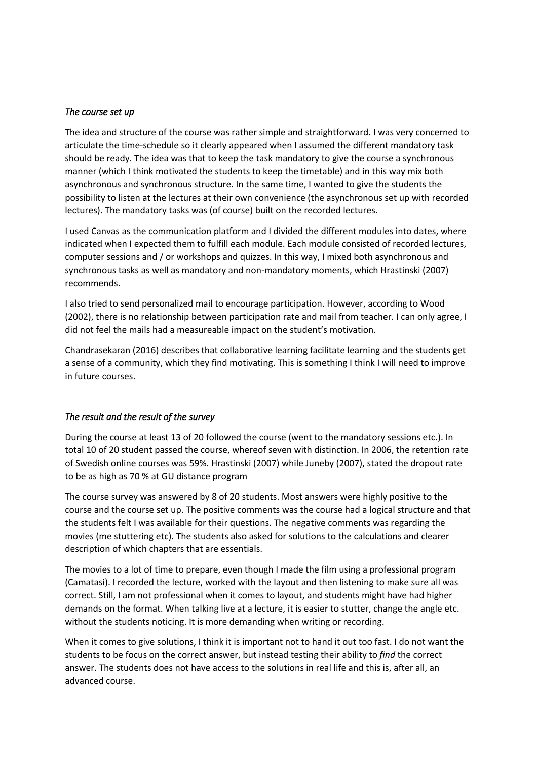*The course set up*

The idea and structure of the course was rather simple and straightforward. I was very concerned to articulate the time-schedule so it clearly appeared when I assumed the different mandatory task should be ready. The idea was that to keep the task mandatory to give the course a synchronous manner (which I think motivated the students to keep the timetable) and in this way mix both asynchronous and synchronous structure. In the same time, I wanted to give the students the possibility to listen at the lectures at their own convenience (the asynchronous set up with recorded lectures). The mandatory tasks was (of course) built on the recorded lectures.

I used Canvas as the communication platform and I divided the different modules into dates, where indicated when I expected them to fulfill each module. Each module consisted of recorded lectures, computer sessions and / or workshops and quizzes. In this way, I mixed both asynchronous and synchronous tasks as well as mandatory and non-mandatory moments, which Hrastinski (2007) recommends.

I also tried to send personalized mail to encourage participation. However, according to Wood (2002), there is no relationship between participation rate and mail from teacher. I can only agree, I did not feel the mails had a measureable impact on the student's motivation.

Chandrasekaran (2016) describes that collaborative learning facilitate learning and the students get a sense of a community, which they find motivating. This is something I think I will need to improve in future courses.

*The result and the result of the survey*

During the course at least 13 of 20 followed the course (went to the mandatory sessions etc.). In total 10 of 20 student passed the course, whereof seven with distinction. In 2006, the retention rate of Swedish online courses was 59%. Hrastinski (2007) while Juneby (2007), stated the dropout rate to be as high as 70 % at GU distance program

The course survey was answered by 8 of 20 students. Most answers were highly positive to the course and the course set up. The positive comments was the course had a logical structure and that the students felt I was available for their questions. The negative comments was regarding the movies (me stuttering etc). The students also asked for solutions to the calculations and clearer description of which chapters that are essentials.

The movies to a lot of time to prepare, even though I made the film using a professional program (Camatasi). I recorded the lecture, worked with the layout and then listening to make sure all was correct. Still, I am not professional when it comes to layout, and students might have had higher demands on the format. When talking live at a lecture, it is easier to stutter, change the angle etc. without the students noticing. It is more demanding when writing or recording.

When it comes to give solutions, I think it is important not to hand it out too fast. I do not want the students to be focus on the correct answer, but instead testing their ability to *find* the correct answer. The students does not have access to the solutions in real life and this is, after all, an advanced course.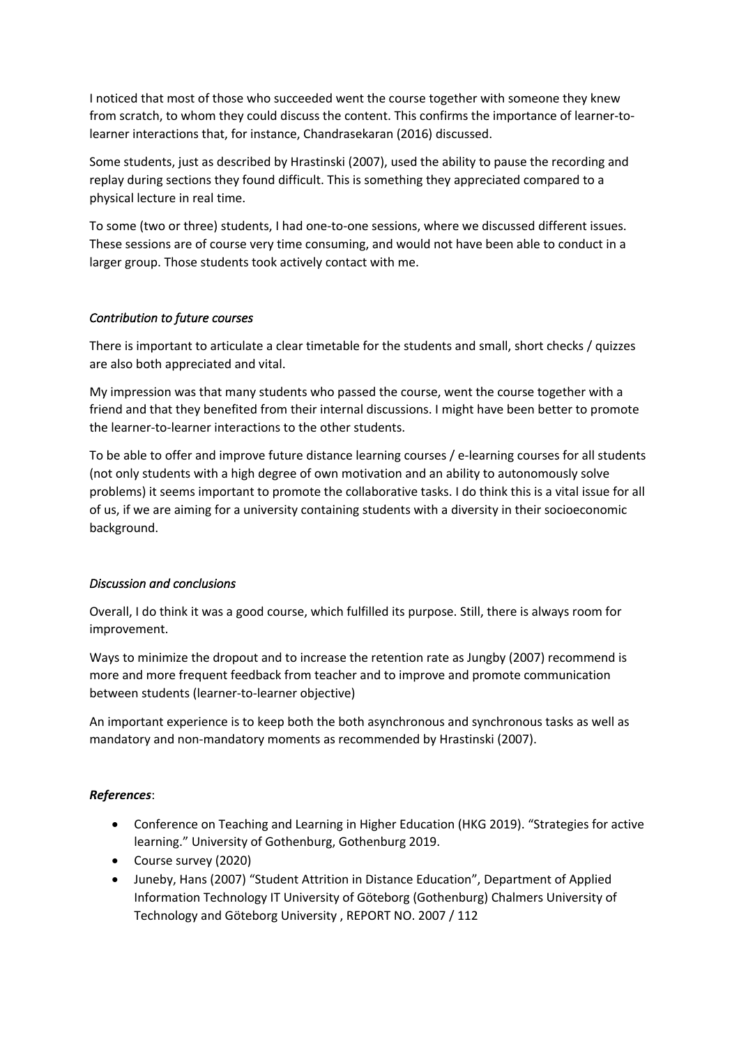I noticed that most of those who succeeded went the course together with someone they knew from scratch, to whom they could discuss the content. This confirms the importance of learner-to-learner interactions that, for instance, Chandrasekaran (2016) discussed.

Some students, just as described by Hrastinski (2007), used the ability to pause the recording and replay during sections they found difficult. This is something they appreciated compared to a physical lecture in real time.

To some (two or three) students, I had one-to-one sessions, where we discussed different issues. These sessions are of course very time consuming, and would not have been able to conduct in a larger group. Those students took actively contact with me.

*Contribution to future courses*

There is important to articulate a clear timetable for the students and small, short checks / quizzes are also both appreciated and vital.

My impression was that many students who passed the course, went the course together with a friend and that they benefited from their internal discussions. I might have been better to promote the learner-to-learner interactions to the other students.

To be able to offer and improve future distance learning courses / e-learning courses for all students (not only students with a high degree of own motivation and an ability to autonomously solve problems) it seems important to promote the collaborative tasks. I do think this is a vital issue for all of us, if we are aiming for a university containing students with a diversity in their socioeconomic background.

*Discussion and conclusions*

Overall, I do think it was a good course, which fulfilled its purpose. Still, there is always room for improvement.

Ways to minimize the dropout and to increase the retention rate as Jungby (2007) recommend is more and more frequent feedback from teacher and to improve and promote communication between students (learner-to-learner objective)

An important experience is to keep both the both asynchronous and synchronous tasks as well as mandatory and non-mandatory moments as recommended by Hrastinski (2007).

***References***:

- Conference on Teaching and Learning in Higher Education (HKG 2019). "Strategies for active learning." University of Gothenburg, Gothenburg 2019.
- Course survey (2020)
- Juneby, Hans (2007) "Student Attrition in Distance Education", Department of Applied Information Technology IT University of Göteborg (Gothenburg) Chalmers University of Technology and Göteborg University , REPORT NO. 2007 / 112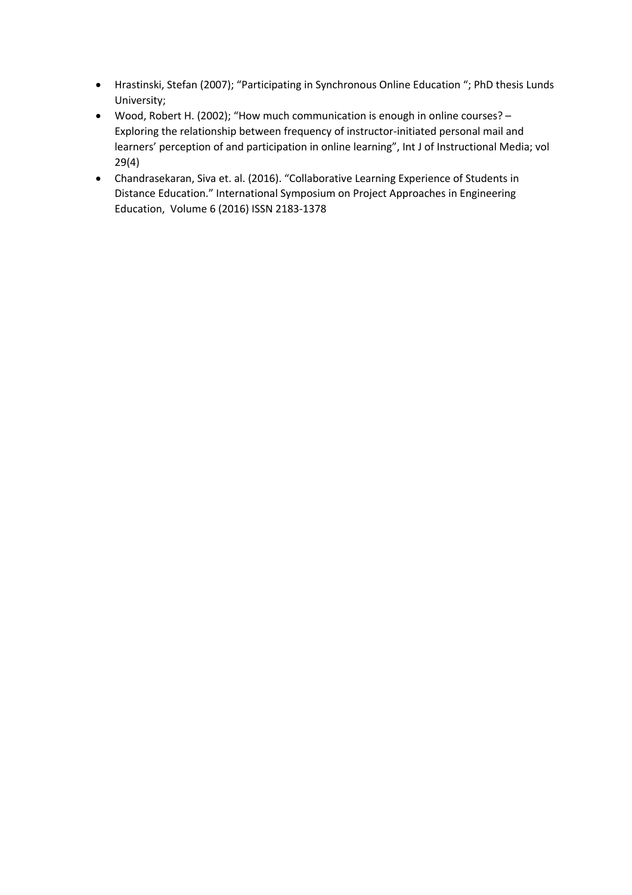- Hrastinski, Stefan (2007); "Participating in Synchronous Online Education "; PhD thesis Lunds University;
- Wood, Robert H. (2002); "How much communication is enough in online courses? – Exploring the relationship between frequency of instructor-initiated personal mail and learners' perception of and participation in online learning", Int J of Instructional Media; vol 29(4)
- Chandrasekaran, Siva et. al. (2016). "Collaborative Learning Experience of Students in Distance Education." International Symposium on Project Approaches in Engineering Education, Volume 6 (2016) ISSN 2183-1378